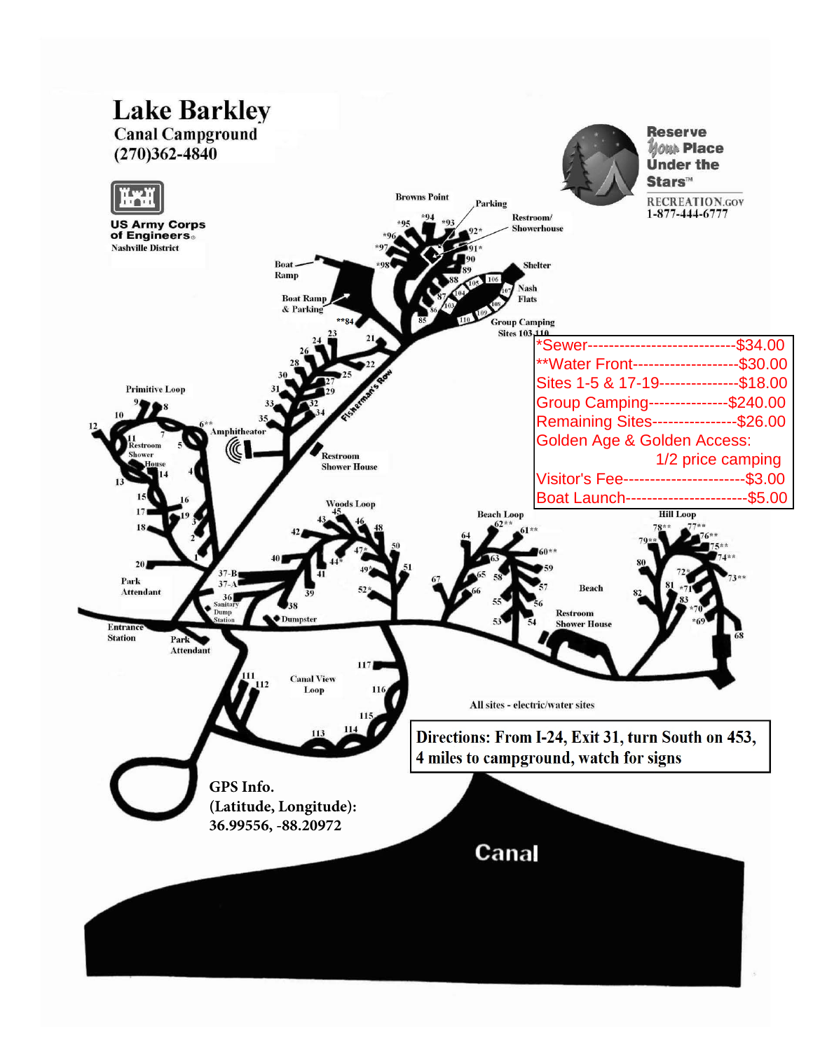# Lake Barkley

## Canal Campground

(270)362-4840

US Army Corps of Engineers
Nashville District

Reserve Your Place Under the Stars™
RECREATION.GOV
1-877-444-6777

| | |
|---|---|
| *Sewer | $34.00 |
| **Water Front | $30.00 |
| Sites 1-5 & 17-19 | $18.00 |
| Group Camping | $240.00 |
| Remaining Sites | $26.00 |
| Golden Age & Golden Access: | 1/2 price camping |
| Visitor's Fee | $3.00 |
| Boat Launch | $5.00 |

Browns Point, Parking, Restroom/Showerhouse, Shelter, Nash Flats, Group Camping Sites 103-110, Boat Ramp, Boat Ramp & Parking, Fisherman's Row, Primitive Loop, Restroom Shower House, Amphitheater, Restroom Shower House, Woods Loop, Beach Loop, Hill Loop, Beach, Restroom Shower House, Park Attendant, Sanitary Dump Station, Dumpster, Entrance Station, Park Attendant, Canal View Loop

All sites - electric/water sites

**Directions: From I-24, Exit 31, turn South on 453, 4 miles to campground, watch for signs**

GPS Info.
(Latitude, Longitude):
36.99556, -88.20972

Canal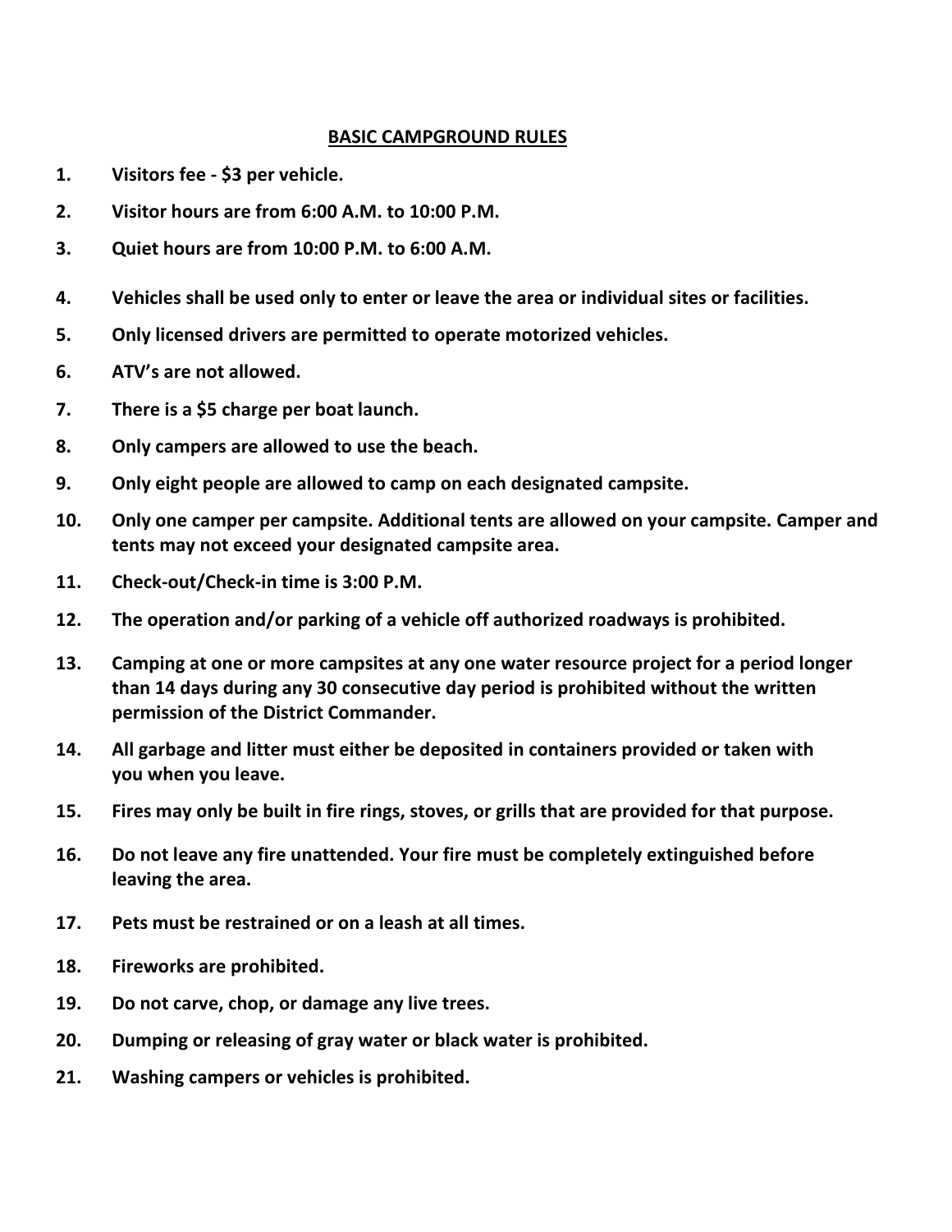## BASIC CAMPGROUND RULES

1. **Visitors fee - $3 per vehicle.**
2. **Visitor hours are from 6:00 A.M. to 10:00 P.M.**
3. **Quiet hours are from 10:00 P.M. to 6:00 A.M.**
4. **Vehicles shall be used only to enter or leave the area or individual sites or facilities.**
5. **Only licensed drivers are permitted to operate motorized vehicles.**
6. **ATV's are not allowed.**
7. **There is a $5 charge per boat launch.**
8. **Only campers are allowed to use the beach.**
9. **Only eight people are allowed to camp on each designated campsite.**
10. **Only one camper per campsite. Additional tents are allowed on your campsite. Camper and tents may not exceed your designated campsite area.**
11. **Check-out/Check-in time is 3:00 P.M.**
12. **The operation and/or parking of a vehicle off authorized roadways is prohibited.**
13. **Camping at one or more campsites at any one water resource project for a period longer than 14 days during any 30 consecutive day period is prohibited without the written permission of the District Commander.**
14. **All garbage and litter must either be deposited in containers provided or taken with you when you leave.**
15. **Fires may only be built in fire rings, stoves, or grills that are provided for that purpose.**
16. **Do not leave any fire unattended. Your fire must be completely extinguished before leaving the area.**
17. **Pets must be restrained or on a leash at all times.**
18. **Fireworks are prohibited.**
19. **Do not carve, chop, or damage any live trees.**
20. **Dumping or releasing of gray water or black water is prohibited.**
21. **Washing campers or vehicles is prohibited.**